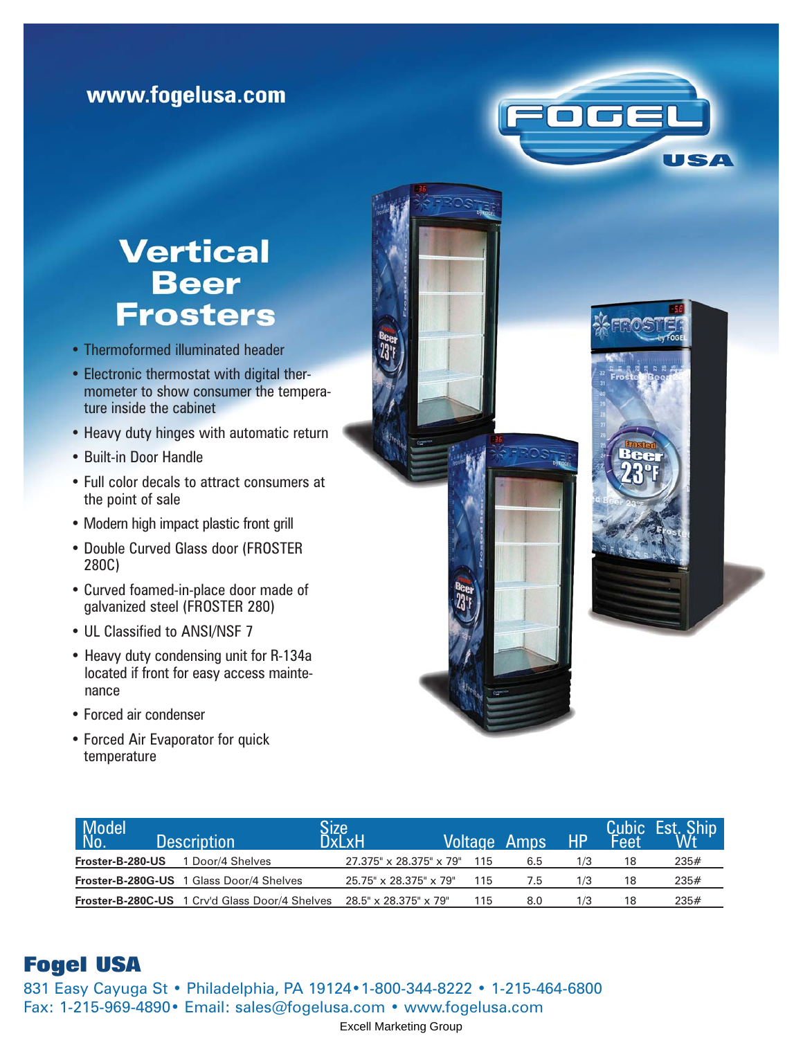www.fogelusa.com

# Vertical Beer Frosters

- Thermoformed illuminated header
- Electronic thermostat with digital thermometer to show consumer the temperature inside the cabinet
- Heavy duty hinges with automatic return
- Built-in Door Handle
- Full color decals to attract consumers at the point of sale
- Modern high impact plastic front grill
- Double Curved Glass door (FROSTER 280C)
- Curved foamed-in-place door made of galvanized steel (FROSTER 280)
- UL Classified to ANSI/NSF 7
- Heavy duty condensing unit for R-134a located if front for easy access maintenance
- Forced air condenser
- Forced Air Evaporator for quick temperature

| Model No. | Description | Size DxLxH | Voltage | Amps | HP | Cubic Feet | Est. Ship Wt |
|---|---|---|---|---|---|---|---|
| **Froster-B-280-US** | 1 Door/4 Shelves | 27.375" x 28.375" x 79" | 115 | 6.5 | 1/3 | 18 | 235# |
| **Froster-B-280G-US** | 1 Glass Door/4 Shelves | 25.75" x 28.375" x 79" | 115 | 7.5 | 1/3 | 18 | 235# |
| **Froster-B-280C-US** | 1 Crv'd Glass Door/4 Shelves | 28.5" x 28.375" x 79" | 115 | 8.0 | 1/3 | 18 | 235# |

## Fogel USA

831 Easy Cayuga St • Philadelphia, PA 19124 • 1-800-344-8222 • 1-215-464-6800
Fax: 1-215-969-4890 • Email: sales@fogelusa.com • www.fogelusa.com

Excell Marketing Group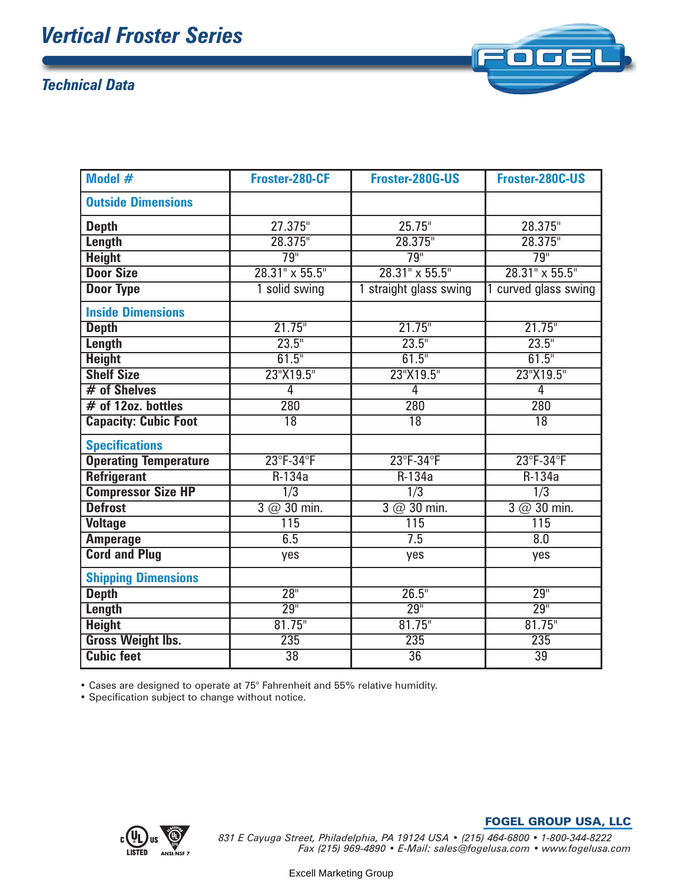# Vertical Froster Series

## Technical Data

| Model # | Froster-280-CF | Froster-280G-US | Froster-280C-US |
|---|---|---|---|
| **Outside Dimensions** | | | |
| **Depth** | 27.375" | 25.75" | 28.375" |
| **Length** | 28.375" | 28.375" | 28.375" |
| **Height** | 79" | 79" | 79" |
| **Door Size** | 28.31" x 55.5" | 28.31" x 55.5" | 28.31" x 55.5" |
| **Door Type** | 1 solid swing | 1 straight glass swing | 1 curved glass swing |
| **Inside Dimensions** | | | |
| **Depth** | 21.75" | 21.75" | 21.75" |
| **Length** | 23.5" | 23.5" | 23.5" |
| **Height** | 61.5" | 61.5" | 61.5" |
| **Shelf Size** | 23"X19.5" | 23"X19.5" | 23"X19.5" |
| **# of Shelves** | 4 | 4 | 4 |
| **# of 12oz. bottles** | 280 | 280 | 280 |
| **Capacity: Cubic Foot** | 18 | 18 | 18 |
| **Specifications** | | | |
| **Operating Temperature** | 23°F-34°F | 23°F-34°F | 23°F-34°F |
| **Refrigerant** | R-134a | R-134a | R-134a |
| **Compressor Size HP** | 1/3 | 1/3 | 1/3 |
| **Defrost** | 3 @ 30 min. | 3 @ 30 min. | 3 @ 30 min. |
| **Voltage** | 115 | 115 | 115 |
| **Amperage** | 6.5 | 7.5 | 8.0 |
| **Cord and Plug** | yes | yes | yes |
| **Shipping Dimensions** | | | |
| **Depth** | 28" | 26.5" | 29" |
| **Length** | 29" | 29" | 29" |
| **Height** | 81.75" | 81.75" | 81.75" |
| **Gross Weight lbs.** | 235 | 235 | 235 |
| **Cubic feet** | 38 | 36 | 39 |

- Cases are designed to operate at 75° Fahrenheit and 55% relative humidity.
- Specification subject to change without notice.

**FOGEL GROUP USA, LLC**

*831 E Cayuga Street, Philadelphia, PA 19124 USA • (215) 464-6800 • 1-800-344-8222*
*Fax (215) 969-4890 • E-Mail: sales@fogelusa.com • www.fogelusa.com*

Excell Marketing Group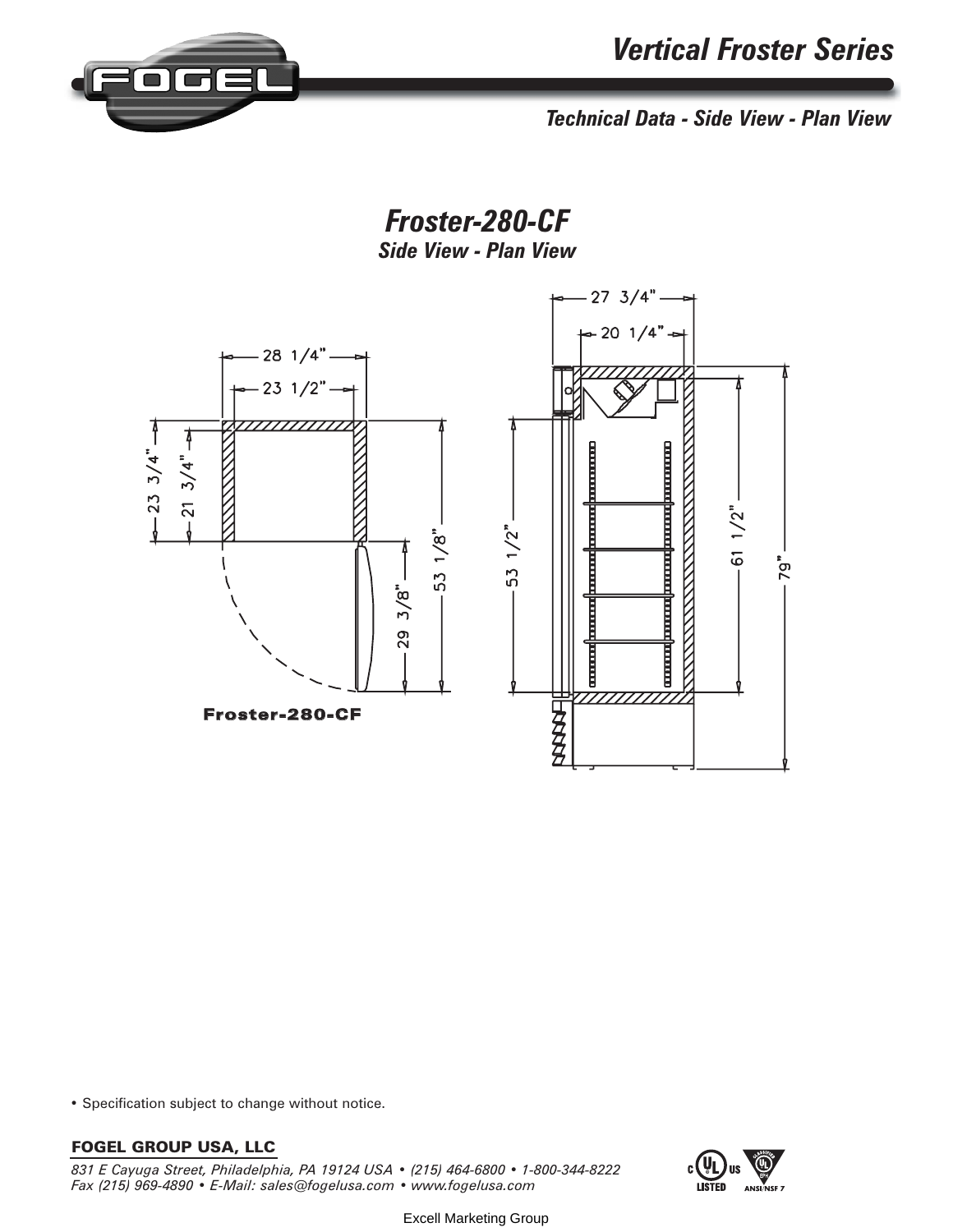# Vertical Froster Series

### *Technical Data - Side View - Plan View*

## *Froster-280-CF*

### *Side View - Plan View*

28 1/4"

23 1/2"

23 3/4"

21 3/4"

29 3/8"

53 1/8"

**Froster-280-CF**

27 3/4"

20 1/4"

53 1/2"

61 1/2"

79"

• Specification subject to change without notice.

**FOGEL GROUP USA, LLC**

*831 E Cayuga Street, Philadelphia, PA 19124 USA • (215) 464-6800 • 1-800-344-8222*
*Fax (215) 969-4890 • E-Mail: sales@fogelusa.com • www.fogelusa.com*

Excell Marketing Group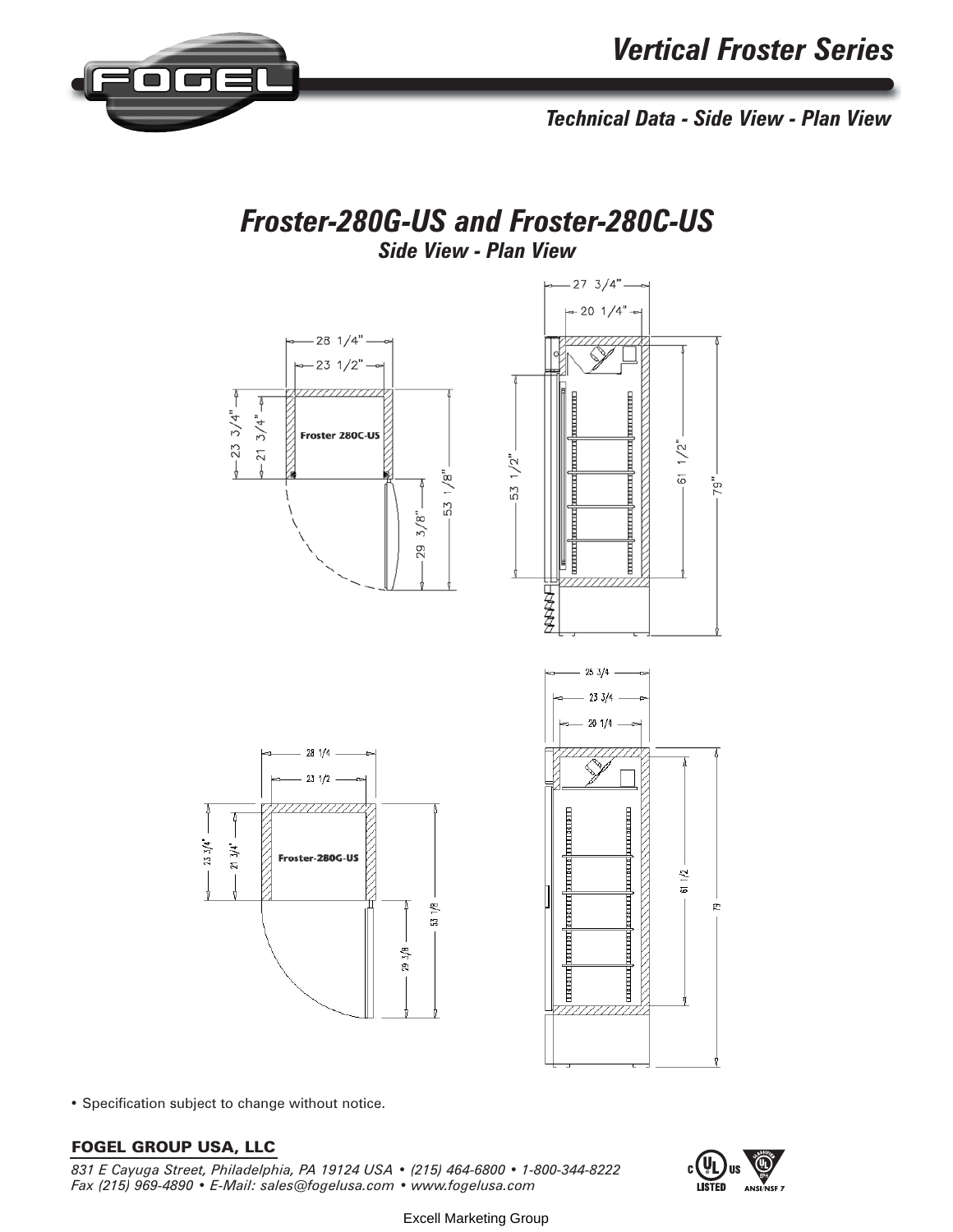# Vertical Froster Series

*Technical Data - Side View - Plan View*

## Froster-280G-US and Froster-280C-US

### Side View - Plan View

Froster 280C-US

28 1/4"
23 1/2"
23 3/4"
21 3/4"
29 3/8"
53 1/8"

27 3/4"
20 1/4"
53 1/2"
61 1/2"
79"

Froster-280G-US

28 1/4
23 1/2
23 3/4"
21 3/4"
29 3/8
53 1/8

25 3/4
23 3/4
20 1/4
61 1/2
79

• Specification subject to change without notice.

**FOGEL GROUP USA, LLC**

*831 E Cayuga Street, Philadelphia, PA 19124 USA • (215) 464-6800 • 1-800-344-8222*
*Fax (215) 969-4890 • E-Mail: sales@fogelusa.com • www.fogelusa.com*

Excell Marketing Group